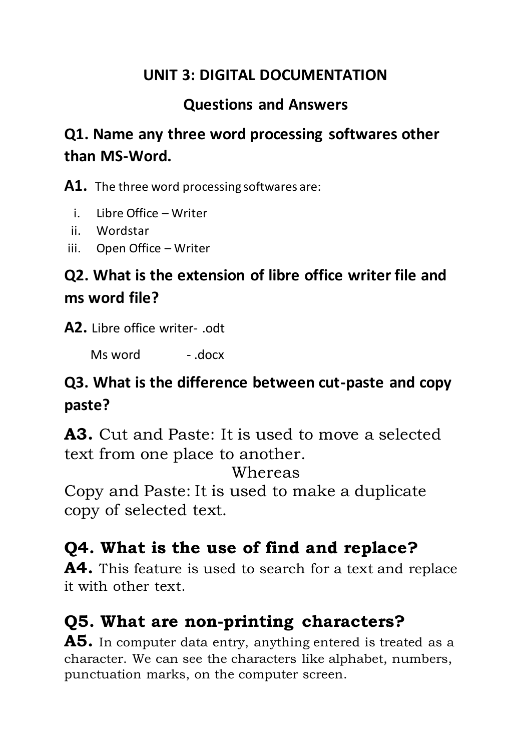# UNIT 3: DIGITAL DOCUMENTATION

## Questions and Answers

### Q1. Name any three word processing softwares other than MS-Word.

**A1.** The three word processing softwares are:

i. Libre Office – Writer
ii. Wordstar
iii. Open Office – Writer

### Q2. What is the extension of libre office writer file and ms word file?

**A2.** Libre office writer- .odt

Ms word - .docx

### Q3. What is the difference between cut-paste and copy paste?

**A3.** Cut and Paste: It is used to move a selected text from one place to another.

Whereas

Copy and Paste: It is used to make a duplicate copy of selected text.

### Q4. What is the use of find and replace?

**A4.** This feature is used to search for a text and replace it with other text.

### Q5. What are non-printing characters?

**A5.** In computer data entry, anything entered is treated as a character. We can see the characters like alphabet, numbers, punctuation marks, on the computer screen.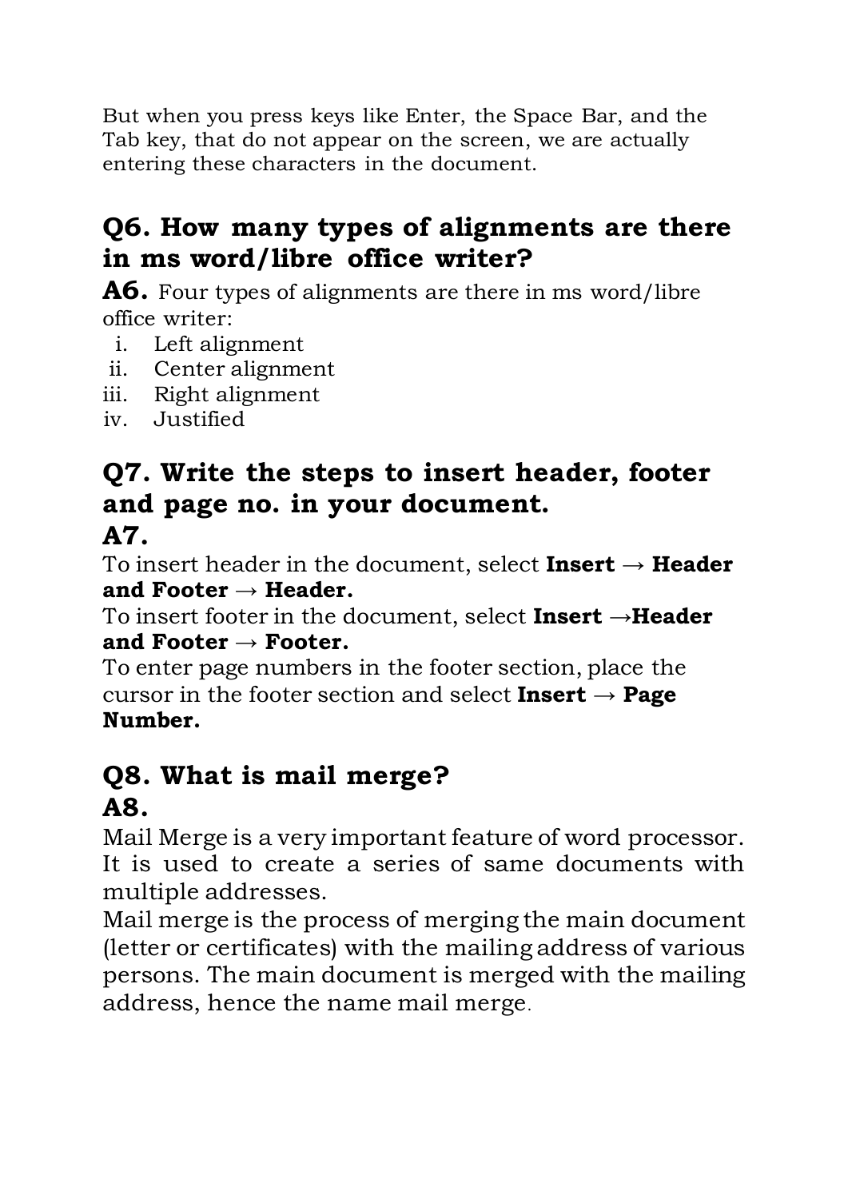But when you press keys like Enter, the Space Bar, and the Tab key, that do not appear on the screen, we are actually entering these characters in the document.

## Q6. How many types of alignments are there in ms word/libre office writer?

**A6.** Four types of alignments are there in ms word/libre office writer:

i. Left alignment
ii. Center alignment
iii. Right alignment
iv. Justified

## Q7. Write the steps to insert header, footer and page no. in your document.

**A7.**

To insert header in the document, select **Insert → Header and Footer → Header.**

To insert footer in the document, select **Insert →Header and Footer → Footer.**

To enter page numbers in the footer section, place the cursor in the footer section and select **Insert → Page Number.**

## Q8. What is mail merge?

**A8.**

Mail Merge is a very important feature of word processor. It is used to create a series of same documents with multiple addresses.

Mail merge is the process of merging the main document (letter or certificates) with the mailing address of various persons. The main document is merged with the mailing address, hence the name mail merge.